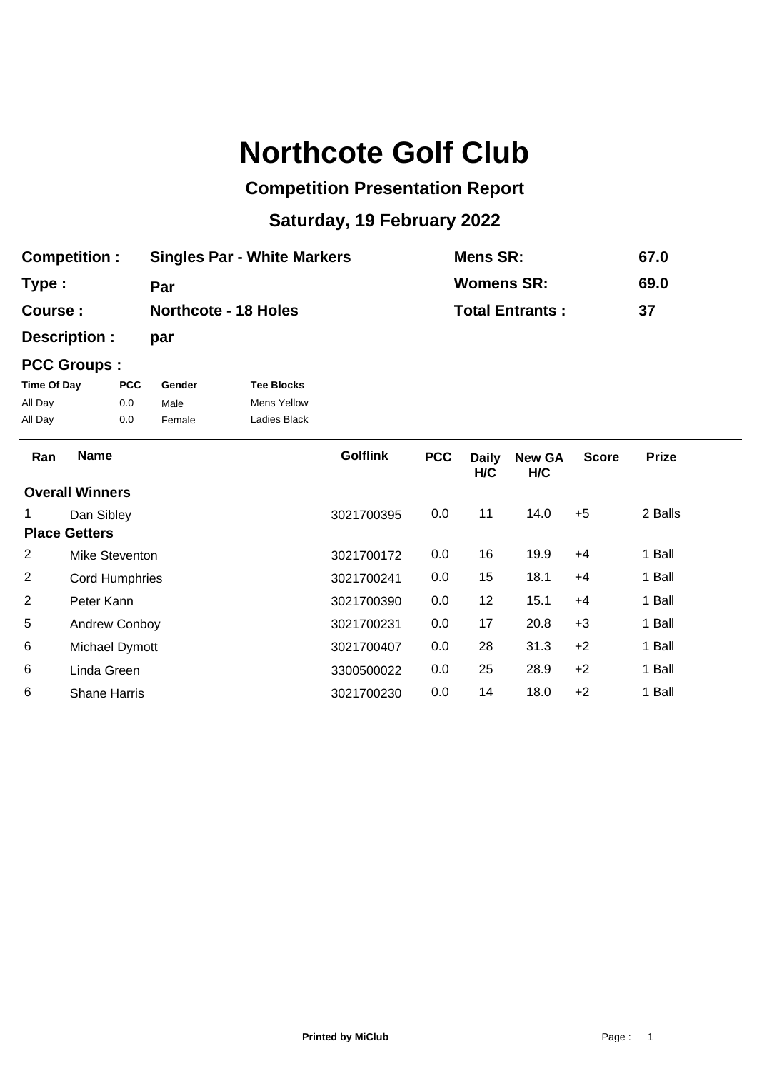# Northcote Golf Club

## Competition Presentation Report

### Saturday, 19 February 2022

| | | | |
|---|---|---|---|
| **Competition :** | **Singles Par - White Markers** | **Mens SR:** | **67.0** |
| **Type :** | **Par** | **Womens SR:** | **69.0** |
| **Course :** | **Northcote - 18 Holes** | **Total Entrants :** | **37** |
| **Description :** | **par** | | |

**PCC Groups :**

| Time Of Day | PCC | Gender | Tee Blocks |
|---|---|---|---|
| All Day | 0.0 | Male | Mens Yellow |
| All Day | 0.0 | Female | Ladies Black |

| Ran | Name | Golflink | PCC | Daily H/C | New GA H/C | Score | Prize |
|---|---|---|---|---|---|---|---|
| **Overall Winners** | | | | | | | |
| 1 | Dan Sibley | 3021700395 | 0.0 | 11 | 14.0 | +5 | 2 Balls |
| **Place Getters** | | | | | | | |
| 2 | Mike Steventon | 3021700172 | 0.0 | 16 | 19.9 | +4 | 1 Ball |
| 2 | Cord Humphries | 3021700241 | 0.0 | 15 | 18.1 | +4 | 1 Ball |
| 2 | Peter Kann | 3021700390 | 0.0 | 12 | 15.1 | +4 | 1 Ball |
| 5 | Andrew Conboy | 3021700231 | 0.0 | 17 | 20.8 | +3 | 1 Ball |
| 6 | Michael Dymott | 3021700407 | 0.0 | 28 | 31.3 | +2 | 1 Ball |
| 6 | Linda Green | 3300500022 | 0.0 | 25 | 28.9 | +2 | 1 Ball |
| 6 | Shane Harris | 3021700230 | 0.0 | 14 | 18.0 | +2 | 1 Ball |

Printed by MiClub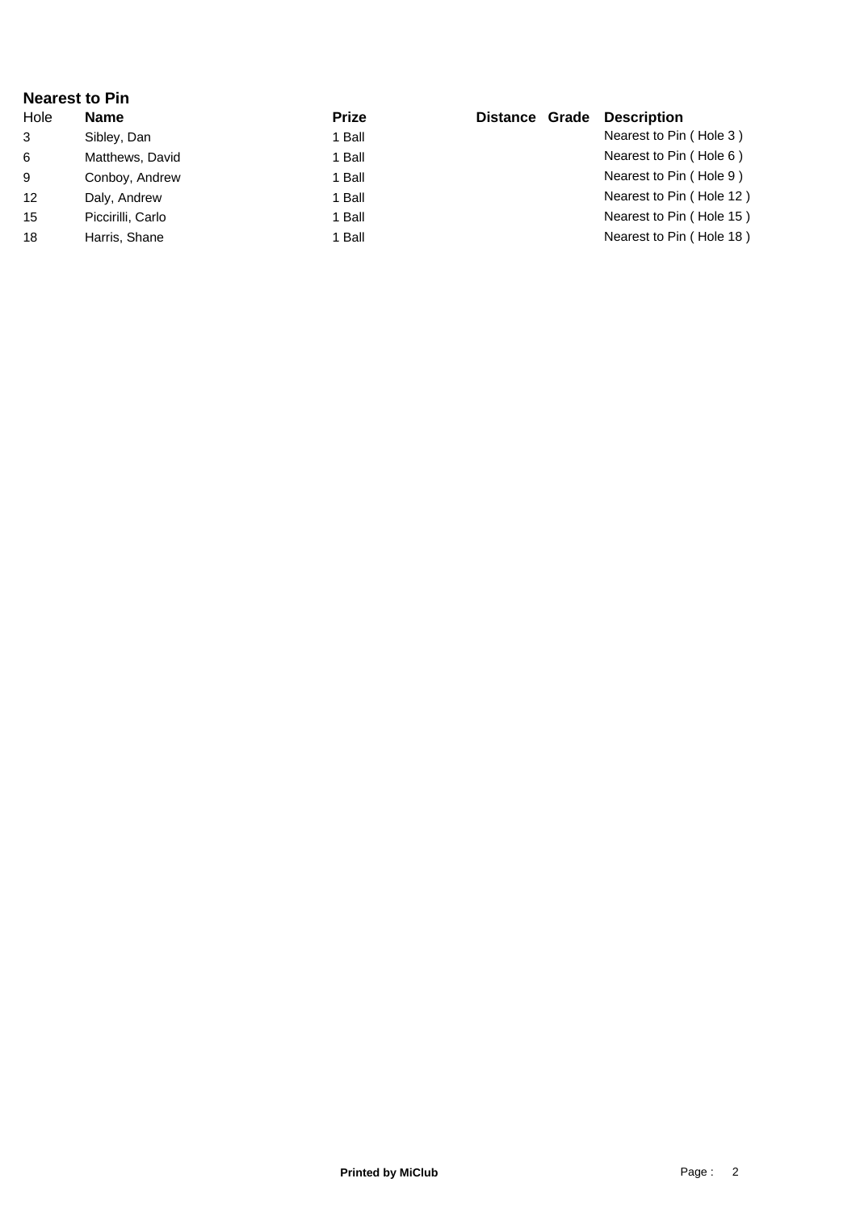## Nearest to Pin

| Hole | Name | Prize | Distance | Grade | Description |
|---|---|---|---|---|---|
| 3 | Sibley, Dan | 1 Ball | | | Nearest to Pin ( Hole 3 ) |
| 6 | Matthews, David | 1 Ball | | | Nearest to Pin ( Hole 6 ) |
| 9 | Conboy, Andrew | 1 Ball | | | Nearest to Pin ( Hole 9 ) |
| 12 | Daly, Andrew | 1 Ball | | | Nearest to Pin ( Hole 12 ) |
| 15 | Piccirilli, Carlo | 1 Ball | | | Nearest to Pin ( Hole 15 ) |
| 18 | Harris, Shane | 1 Ball | | | Nearest to Pin ( Hole 18 ) |

**Printed by MiClub**